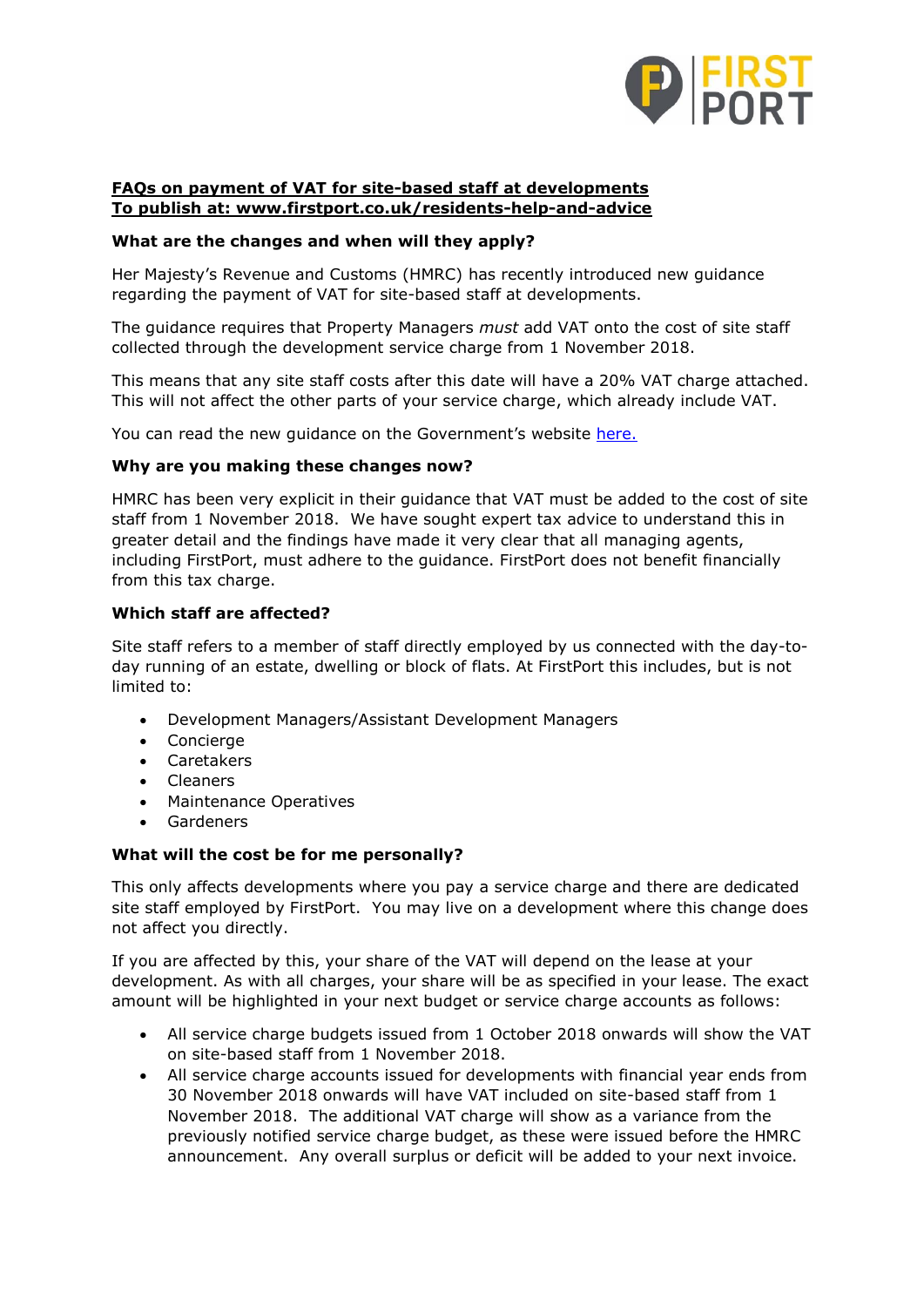**FAQs on payment of VAT for site-based staff at developments**
**To publish at: www.firstport.co.uk/residents-help-and-advice**

### What are the changes and when will they apply?

Her Majesty's Revenue and Customs (HMRC) has recently introduced new guidance regarding the payment of VAT for site-based staff at developments.

The guidance requires that Property Managers *must* add VAT onto the cost of site staff collected through the development service charge from 1 November 2018.

This means that any site staff costs after this date will have a 20% VAT charge attached. This will not affect the other parts of your service charge, which already include VAT.

You can read the new guidance on the Government's website here.

### Why are you making these changes now?

HMRC has been very explicit in their guidance that VAT must be added to the cost of site staff from 1 November 2018. We have sought expert tax advice to understand this in greater detail and the findings have made it very clear that all managing agents, including FirstPort, must adhere to the guidance. FirstPort does not benefit financially from this tax charge.

### Which staff are affected?

Site staff refers to a member of staff directly employed by us connected with the day-to-day running of an estate, dwelling or block of flats. At FirstPort this includes, but is not limited to:

- Development Managers/Assistant Development Managers
- Concierge
- Caretakers
- Cleaners
- Maintenance Operatives
- Gardeners

### What will the cost be for me personally?

This only affects developments where you pay a service charge and there are dedicated site staff employed by FirstPort. You may live on a development where this change does not affect you directly.

If you are affected by this, your share of the VAT will depend on the lease at your development. As with all charges, your share will be as specified in your lease. The exact amount will be highlighted in your next budget or service charge accounts as follows:

- All service charge budgets issued from 1 October 2018 onwards will show the VAT on site-based staff from 1 November 2018.
- All service charge accounts issued for developments with financial year ends from 30 November 2018 onwards will have VAT included on site-based staff from 1 November 2018. The additional VAT charge will show as a variance from the previously notified service charge budget, as these were issued before the HMRC announcement. Any overall surplus or deficit will be added to your next invoice.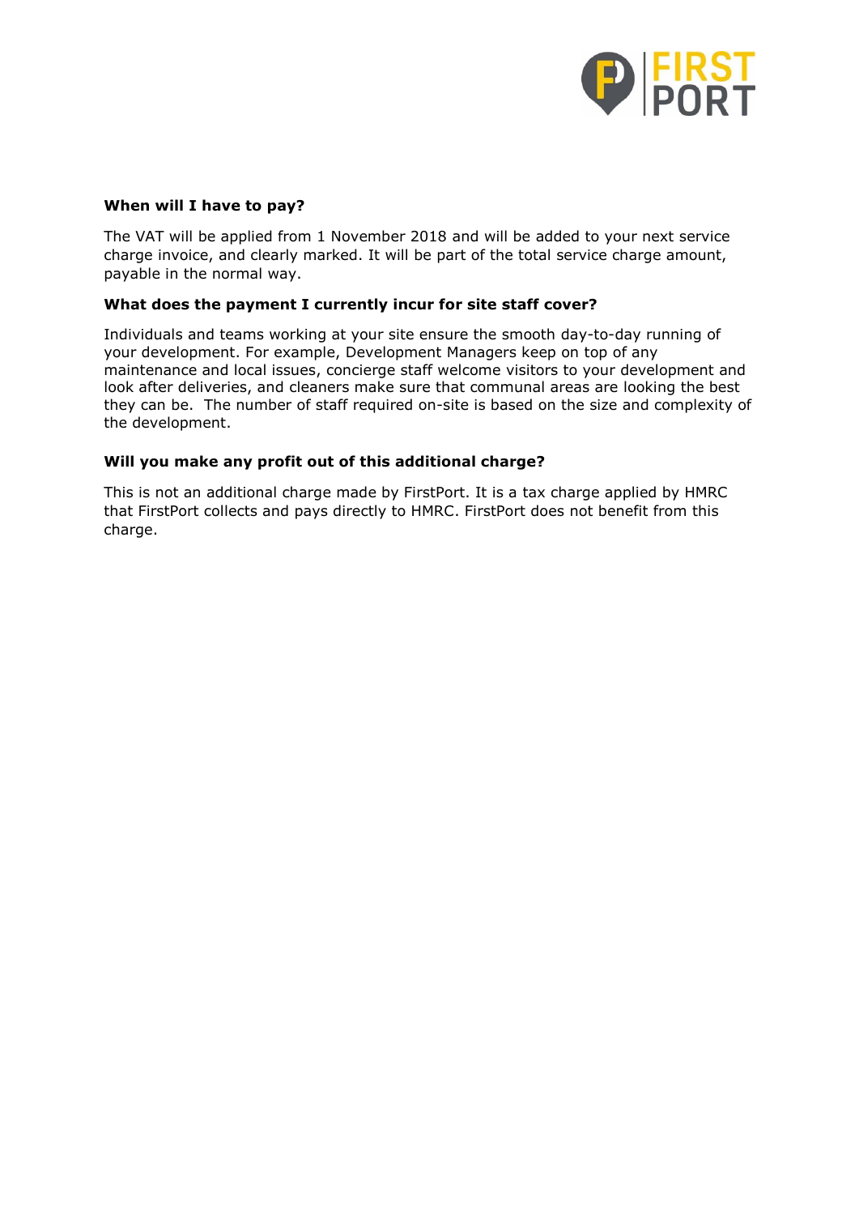**When will I have to pay?**

The VAT will be applied from 1 November 2018 and will be added to your next service charge invoice, and clearly marked. It will be part of the total service charge amount, payable in the normal way.

**What does the payment I currently incur for site staff cover?**

Individuals and teams working at your site ensure the smooth day-to-day running of your development. For example, Development Managers keep on top of any maintenance and local issues, concierge staff welcome visitors to your development and look after deliveries, and cleaners make sure that communal areas are looking the best they can be. The number of staff required on-site is based on the size and complexity of the development.

**Will you make any profit out of this additional charge?**

This is not an additional charge made by FirstPort. It is a tax charge applied by HMRC that FirstPort collects and pays directly to HMRC. FirstPort does not benefit from this charge.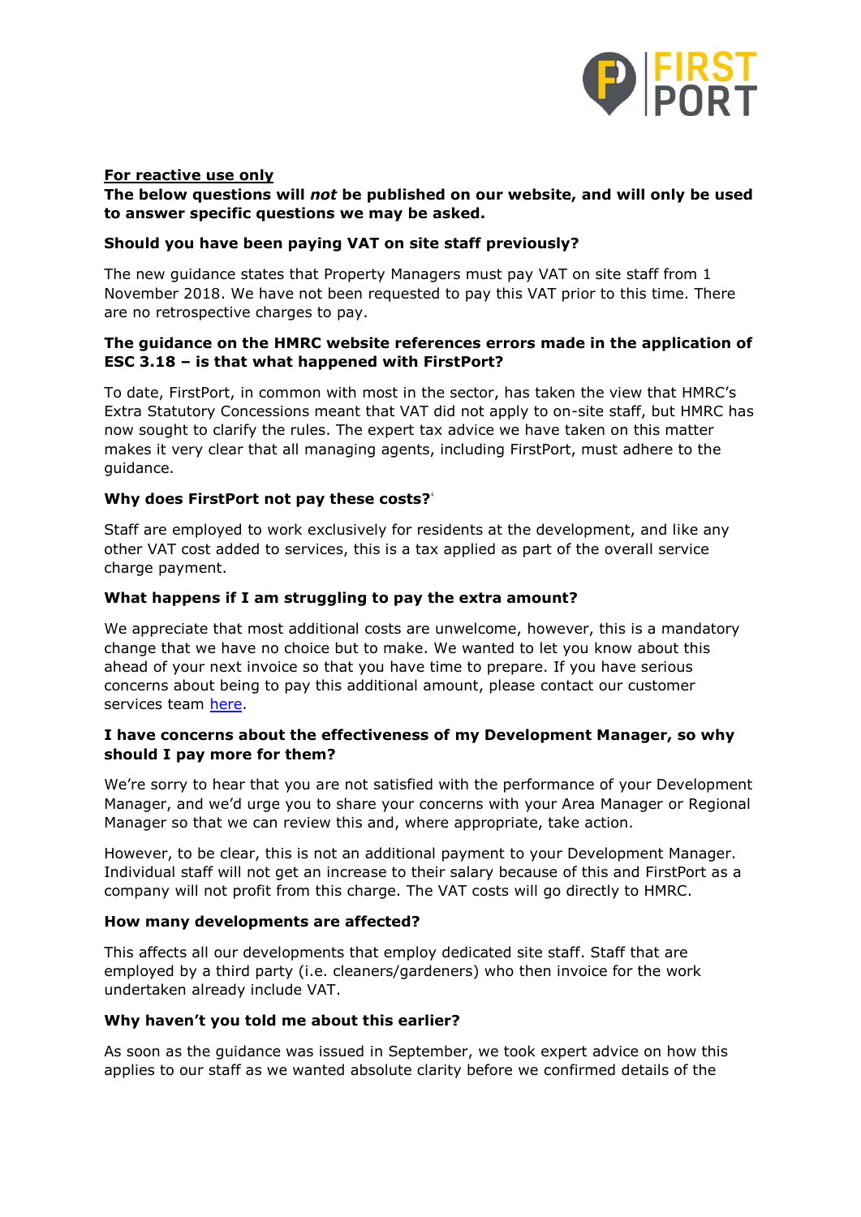**<u>For reactive use only</u>**

**The below questions will *not* be published on our website, and will only be used to answer specific questions we may be asked.**

**Should you have been paying VAT on site staff previously?**

The new guidance states that Property Managers must pay VAT on site staff from 1 November 2018. We have not been requested to pay this VAT prior to this time. There are no retrospective charges to pay.

**The guidance on the HMRC website references errors made in the application of ESC 3.18 – is that what happened with FirstPort?**

To date, FirstPort, in common with most in the sector, has taken the view that HMRC's Extra Statutory Concessions meant that VAT did not apply to on-site staff, but HMRC has now sought to clarify the rules. The expert tax advice we have taken on this matter makes it very clear that all managing agents, including FirstPort, must adhere to the guidance.

**Why does FirstPort not pay these costs?**

Staff are employed to work exclusively for residents at the development, and like any other VAT cost added to services, this is a tax applied as part of the overall service charge payment.

**What happens if I am struggling to pay the extra amount?**

We appreciate that most additional costs are unwelcome, however, this is a mandatory change that we have no choice but to make. We wanted to let you know about this ahead of your next invoice so that you have time to prepare. If you have serious concerns about being to pay this additional amount, please contact our customer services team here.

**I have concerns about the effectiveness of my Development Manager, so why should I pay more for them?**

We're sorry to hear that you are not satisfied with the performance of your Development Manager, and we'd urge you to share your concerns with your Area Manager or Regional Manager so that we can review this and, where appropriate, take action.

However, to be clear, this is not an additional payment to your Development Manager. Individual staff will not get an increase to their salary because of this and FirstPort as a company will not profit from this charge. The VAT costs will go directly to HMRC.

**How many developments are affected?**

This affects all our developments that employ dedicated site staff. Staff that are employed by a third party (i.e. cleaners/gardeners) who then invoice for the work undertaken already include VAT.

**Why haven't you told me about this earlier?**

As soon as the guidance was issued in September, we took expert advice on how this applies to our staff as we wanted absolute clarity before we confirmed details of the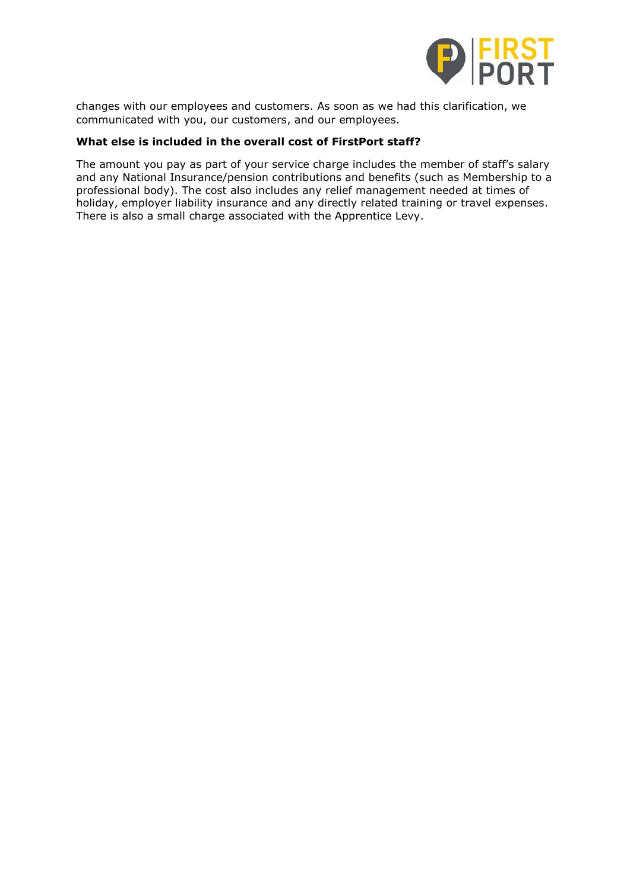changes with our employees and customers. As soon as we had this clarification, we communicated with you, our customers, and our employees.

**What else is included in the overall cost of FirstPort staff?**

The amount you pay as part of your service charge includes the member of staff's salary and any National Insurance/pension contributions and benefits (such as Membership to a professional body). The cost also includes any relief management needed at times of holiday, employer liability insurance and any directly related training or travel expenses. There is also a small charge associated with the Apprentice Levy.